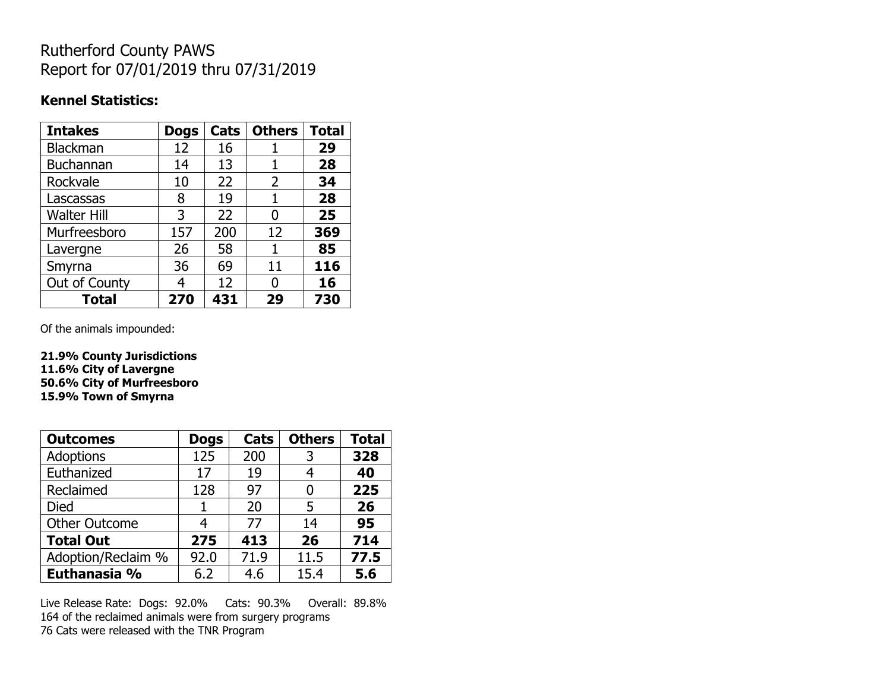# Rutherford County PAWS
# Report for 07/01/2019 thru 07/31/2019

### Kennel Statistics:

| Intakes | Dogs | Cats | Others | Total |
|---|---|---|---|---|
| Blackman | 12 | 16 | 1 | **29** |
| Buchannan | 14 | 13 | 1 | **28** |
| Rockvale | 10 | 22 | 2 | **34** |
| Lascassas | 8 | 19 | 1 | **28** |
| Walter Hill | 3 | 22 | 0 | **25** |
| Murfreesboro | 157 | 200 | 12 | **369** |
| Lavergne | 26 | 58 | 1 | **85** |
| Smyrna | 36 | 69 | 11 | **116** |
| Out of County | 4 | 12 | 0 | **16** |
| **Total** | **270** | **431** | **29** | **730** |

Of the animals impounded:

**21.9% County Jurisdictions**
**11.6% City of Lavergne**
**50.6% City of Murfreesboro**
**15.9% Town of Smyrna**

| Outcomes | Dogs | Cats | Others | Total |
|---|---|---|---|---|
| Adoptions | 125 | 200 | 3 | **328** |
| Euthanized | 17 | 19 | 4 | **40** |
| Reclaimed | 128 | 97 | 0 | **225** |
| Died | 1 | 20 | 5 | **26** |
| Other Outcome | 4 | 77 | 14 | **95** |
| **Total Out** | **275** | **413** | **26** | **714** |
| Adoption/Reclaim % | 92.0 | 71.9 | 11.5 | **77.5** |
| **Euthanasia %** | 6.2 | 4.6 | 15.4 | **5.6** |

Live Release Rate: Dogs: 92.0% Cats: 90.3% Overall: 89.8%
164 of the reclaimed animals were from surgery programs
76 Cats were released with the TNR Program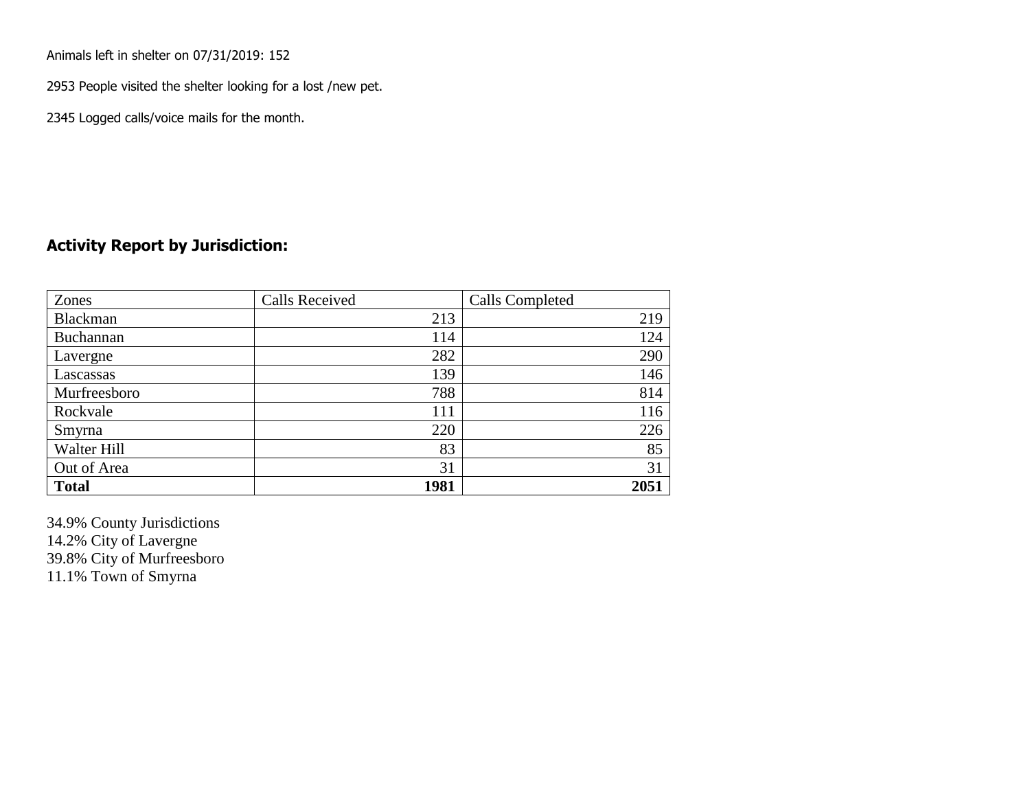Animals left in shelter on 07/31/2019: 152

2953 People visited the shelter looking for a lost /new pet.

2345 Logged calls/voice mails for the month.

## Activity Report by Jurisdiction:

| Zones | Calls Received | Calls Completed |
|---|---|---|
| Blackman | 213 | 219 |
| Buchannan | 114 | 124 |
| Lavergne | 282 | 290 |
| Lascassas | 139 | 146 |
| Murfreesboro | 788 | 814 |
| Rockvale | 111 | 116 |
| Smyrna | 220 | 226 |
| Walter Hill | 83 | 85 |
| Out of Area | 31 | 31 |
| **Total** | **1981** | **2051** |

34.9% County Jurisdictions
14.2% City of Lavergne
39.8% City of Murfreesboro
11.1% Town of Smyrna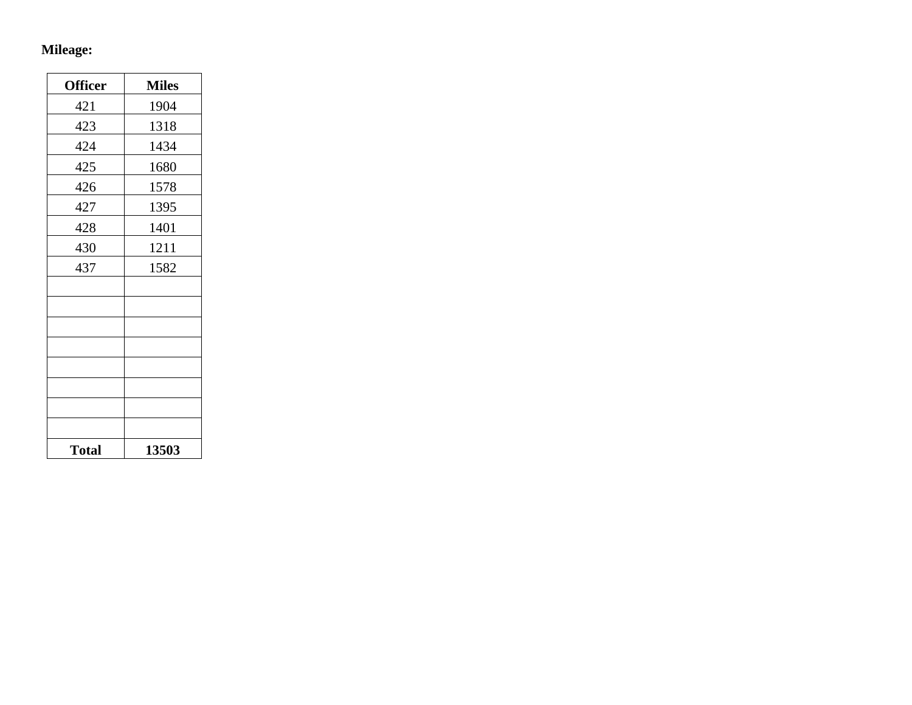**Mileage:**

| Officer | Miles |
|---|---|
| 421 | 1904 |
| 423 | 1318 |
| 424 | 1434 |
| 425 | 1680 |
| 426 | 1578 |
| 427 | 1395 |
| 428 | 1401 |
| 430 | 1211 |
| 437 | 1582 |
| | |
| | |
| | |
| | |
| | |
| | |
| | |
| | |
| **Total** | **13503** |